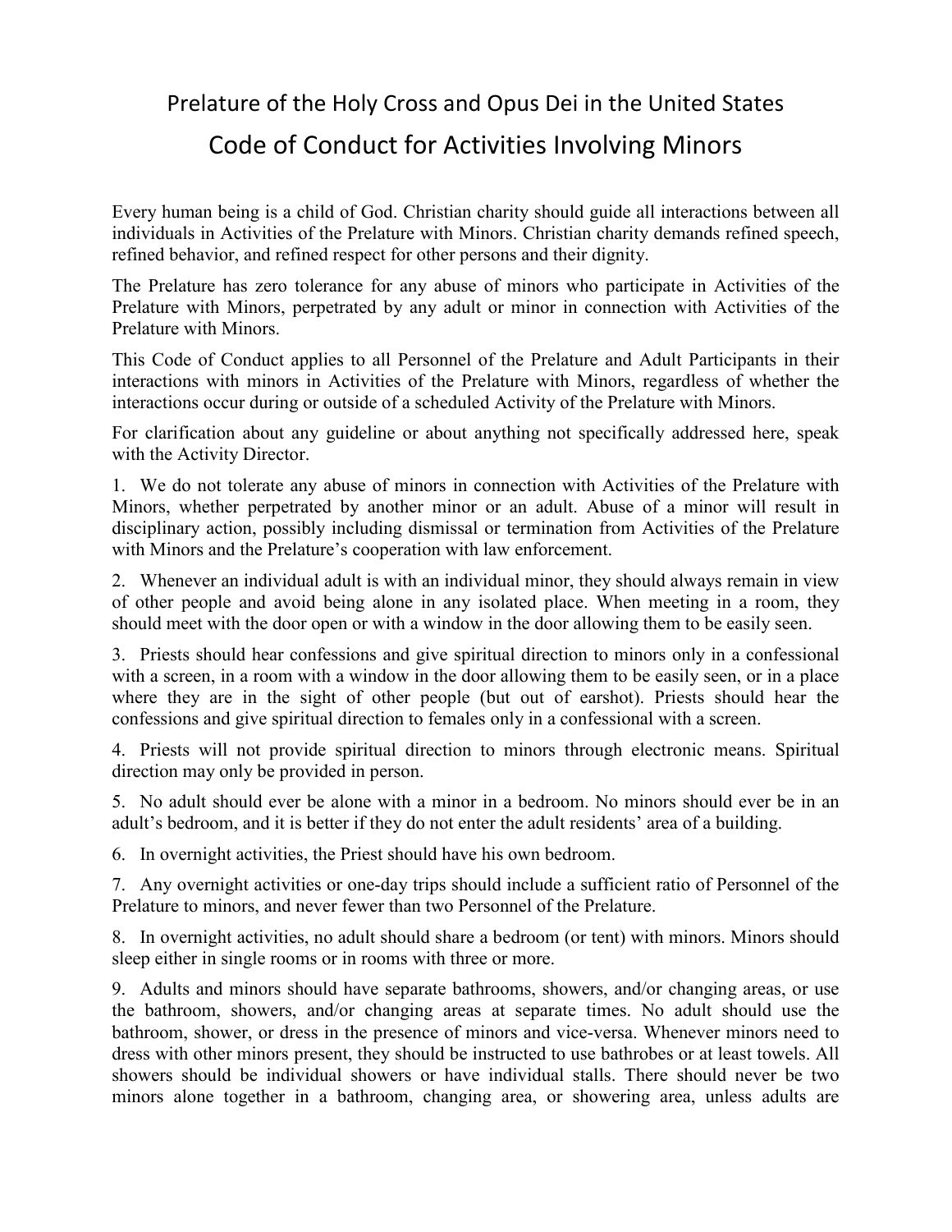# Prelature of the Holy Cross and Opus Dei in the United States

## Code of Conduct for Activities Involving Minors

Every human being is a child of God. Christian charity should guide all interactions between all individuals in Activities of the Prelature with Minors. Christian charity demands refined speech, refined behavior, and refined respect for other persons and their dignity.

The Prelature has zero tolerance for any abuse of minors who participate in Activities of the Prelature with Minors, perpetrated by any adult or minor in connection with Activities of the Prelature with Minors.

This Code of Conduct applies to all Personnel of the Prelature and Adult Participants in their interactions with minors in Activities of the Prelature with Minors, regardless of whether the interactions occur during or outside of a scheduled Activity of the Prelature with Minors.

For clarification about any guideline or about anything not specifically addressed here, speak with the Activity Director.

1. We do not tolerate any abuse of minors in connection with Activities of the Prelature with Minors, whether perpetrated by another minor or an adult. Abuse of a minor will result in disciplinary action, possibly including dismissal or termination from Activities of the Prelature with Minors and the Prelature's cooperation with law enforcement.

2. Whenever an individual adult is with an individual minor, they should always remain in view of other people and avoid being alone in any isolated place. When meeting in a room, they should meet with the door open or with a window in the door allowing them to be easily seen.

3. Priests should hear confessions and give spiritual direction to minors only in a confessional with a screen, in a room with a window in the door allowing them to be easily seen, or in a place where they are in the sight of other people (but out of earshot). Priests should hear the confessions and give spiritual direction to females only in a confessional with a screen.

4. Priests will not provide spiritual direction to minors through electronic means. Spiritual direction may only be provided in person.

5. No adult should ever be alone with a minor in a bedroom. No minors should ever be in an adult's bedroom, and it is better if they do not enter the adult residents' area of a building.

6. In overnight activities, the Priest should have his own bedroom.

7. Any overnight activities or one-day trips should include a sufficient ratio of Personnel of the Prelature to minors, and never fewer than two Personnel of the Prelature.

8. In overnight activities, no adult should share a bedroom (or tent) with minors. Minors should sleep either in single rooms or in rooms with three or more.

9. Adults and minors should have separate bathrooms, showers, and/or changing areas, or use the bathroom, showers, and/or changing areas at separate times. No adult should use the bathroom, shower, or dress in the presence of minors and vice-versa. Whenever minors need to dress with other minors present, they should be instructed to use bathrobes or at least towels. All showers should be individual showers or have individual stalls. There should never be two minors alone together in a bathroom, changing area, or showering area, unless adults are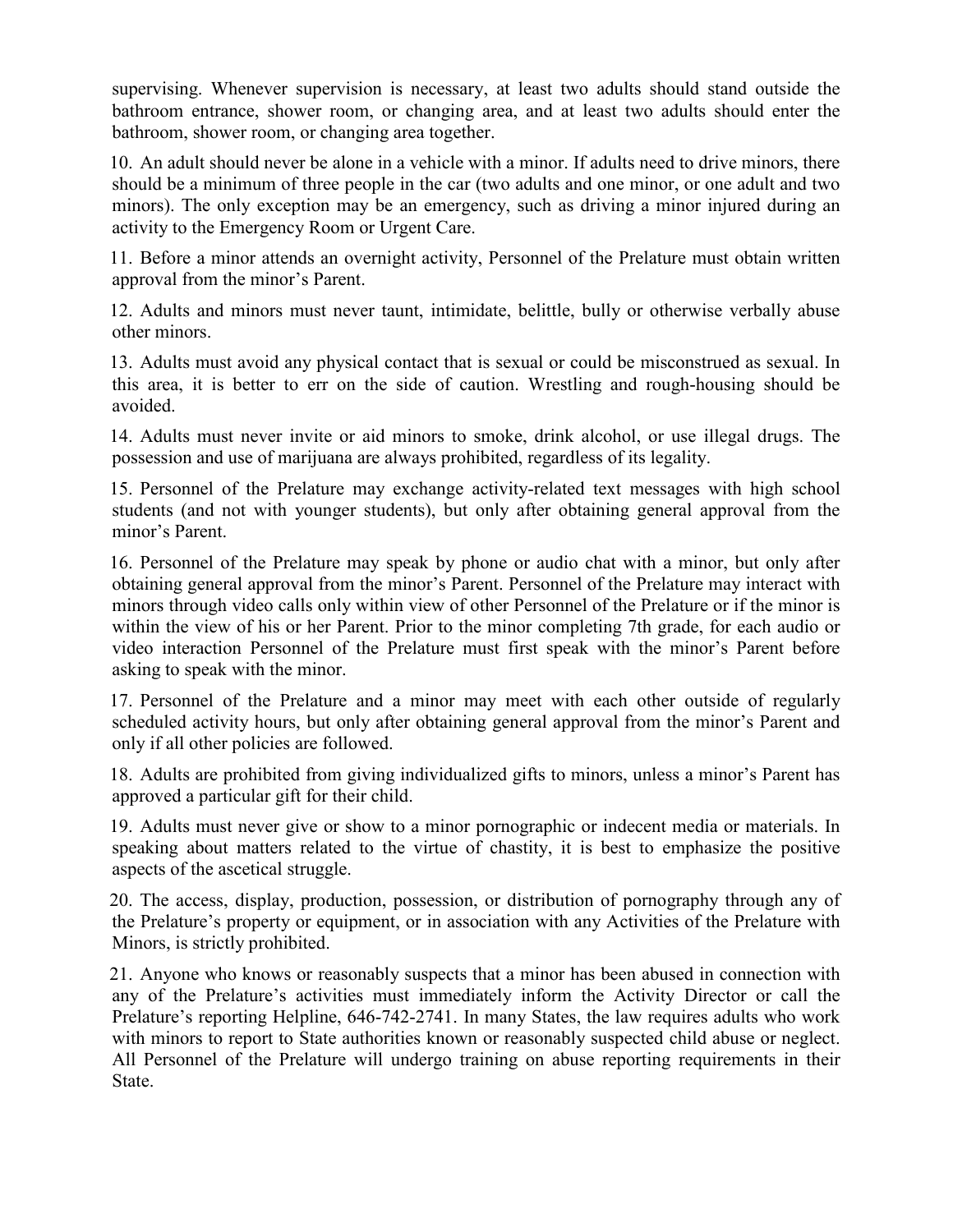supervising. Whenever supervision is necessary, at least two adults should stand outside the bathroom entrance, shower room, or changing area, and at least two adults should enter the bathroom, shower room, or changing area together.

10. An adult should never be alone in a vehicle with a minor. If adults need to drive minors, there should be a minimum of three people in the car (two adults and one minor, or one adult and two minors). The only exception may be an emergency, such as driving a minor injured during an activity to the Emergency Room or Urgent Care.

11. Before a minor attends an overnight activity, Personnel of the Prelature must obtain written approval from the minor's Parent.

12. Adults and minors must never taunt, intimidate, belittle, bully or otherwise verbally abuse other minors.

13. Adults must avoid any physical contact that is sexual or could be misconstrued as sexual. In this area, it is better to err on the side of caution. Wrestling and rough-housing should be avoided.

14. Adults must never invite or aid minors to smoke, drink alcohol, or use illegal drugs. The possession and use of marijuana are always prohibited, regardless of its legality.

15. Personnel of the Prelature may exchange activity-related text messages with high school students (and not with younger students), but only after obtaining general approval from the minor's Parent.

16. Personnel of the Prelature may speak by phone or audio chat with a minor, but only after obtaining general approval from the minor's Parent. Personnel of the Prelature may interact with minors through video calls only within view of other Personnel of the Prelature or if the minor is within the view of his or her Parent. Prior to the minor completing 7th grade, for each audio or video interaction Personnel of the Prelature must first speak with the minor's Parent before asking to speak with the minor.

17. Personnel of the Prelature and a minor may meet with each other outside of regularly scheduled activity hours, but only after obtaining general approval from the minor's Parent and only if all other policies are followed.

18. Adults are prohibited from giving individualized gifts to minors, unless a minor's Parent has approved a particular gift for their child.

19. Adults must never give or show to a minor pornographic or indecent media or materials. In speaking about matters related to the virtue of chastity, it is best to emphasize the positive aspects of the ascetical struggle.

20. The access, display, production, possession, or distribution of pornography through any of the Prelature's property or equipment, or in association with any Activities of the Prelature with Minors, is strictly prohibited.

21. Anyone who knows or reasonably suspects that a minor has been abused in connection with any of the Prelature's activities must immediately inform the Activity Director or call the Prelature's reporting Helpline, 646-742-2741. In many States, the law requires adults who work with minors to report to State authorities known or reasonably suspected child abuse or neglect. All Personnel of the Prelature will undergo training on abuse reporting requirements in their State.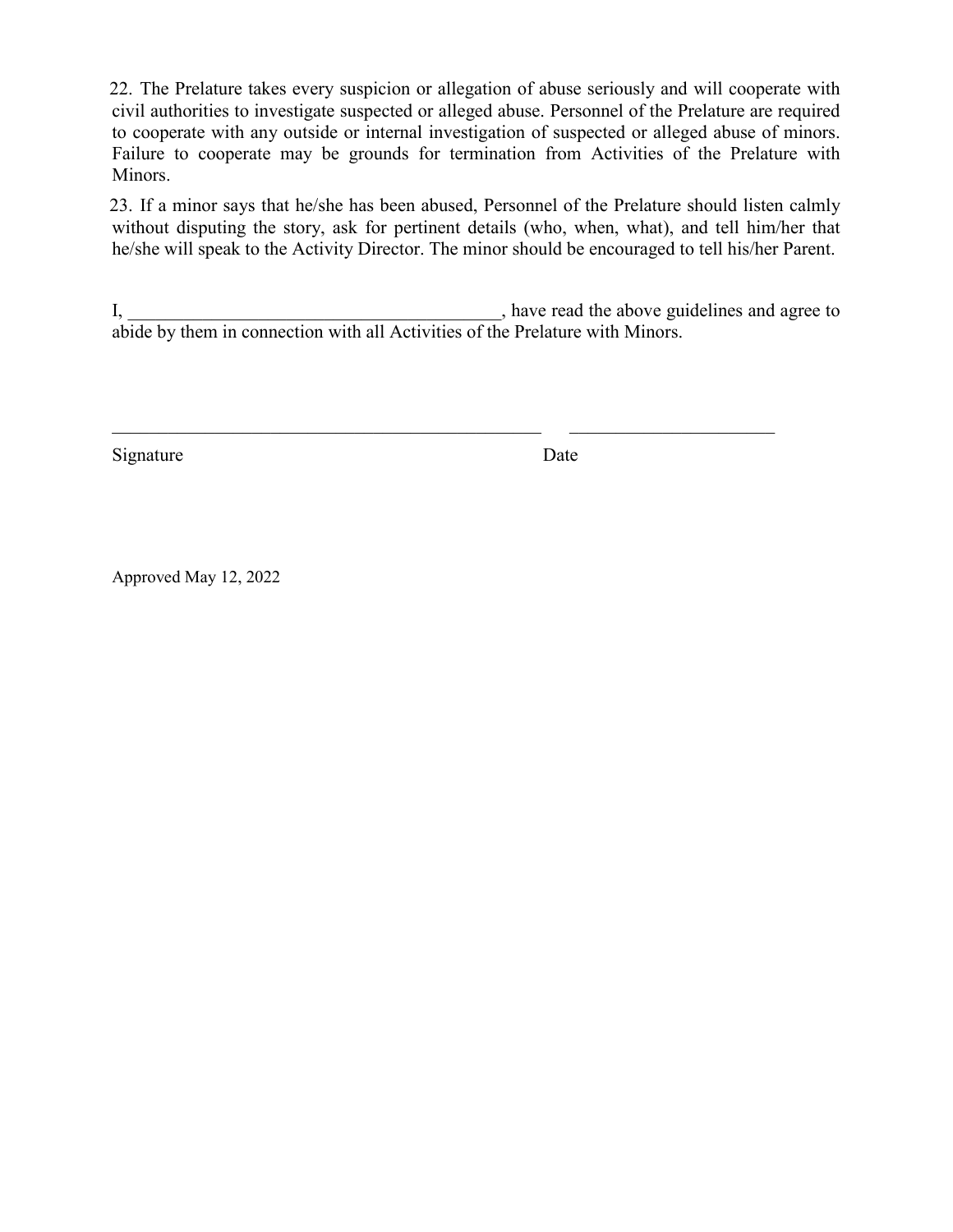22. The Prelature takes every suspicion or allegation of abuse seriously and will cooperate with civil authorities to investigate suspected or alleged abuse. Personnel of the Prelature are required to cooperate with any outside or internal investigation of suspected or alleged abuse of minors. Failure to cooperate may be grounds for termination from Activities of the Prelature with Minors.

23. If a minor says that he/she has been abused, Personnel of the Prelature should listen calmly without disputing the story, ask for pertinent details (who, when, what), and tell him/her that he/she will speak to the Activity Director. The minor should be encouraged to tell his/her Parent.

I, ________________________________________, have read the above guidelines and agree to abide by them in connection with all Activities of the Prelature with Minors.

________________________________________________ ______________________

Signature Date

Approved May 12, 2022